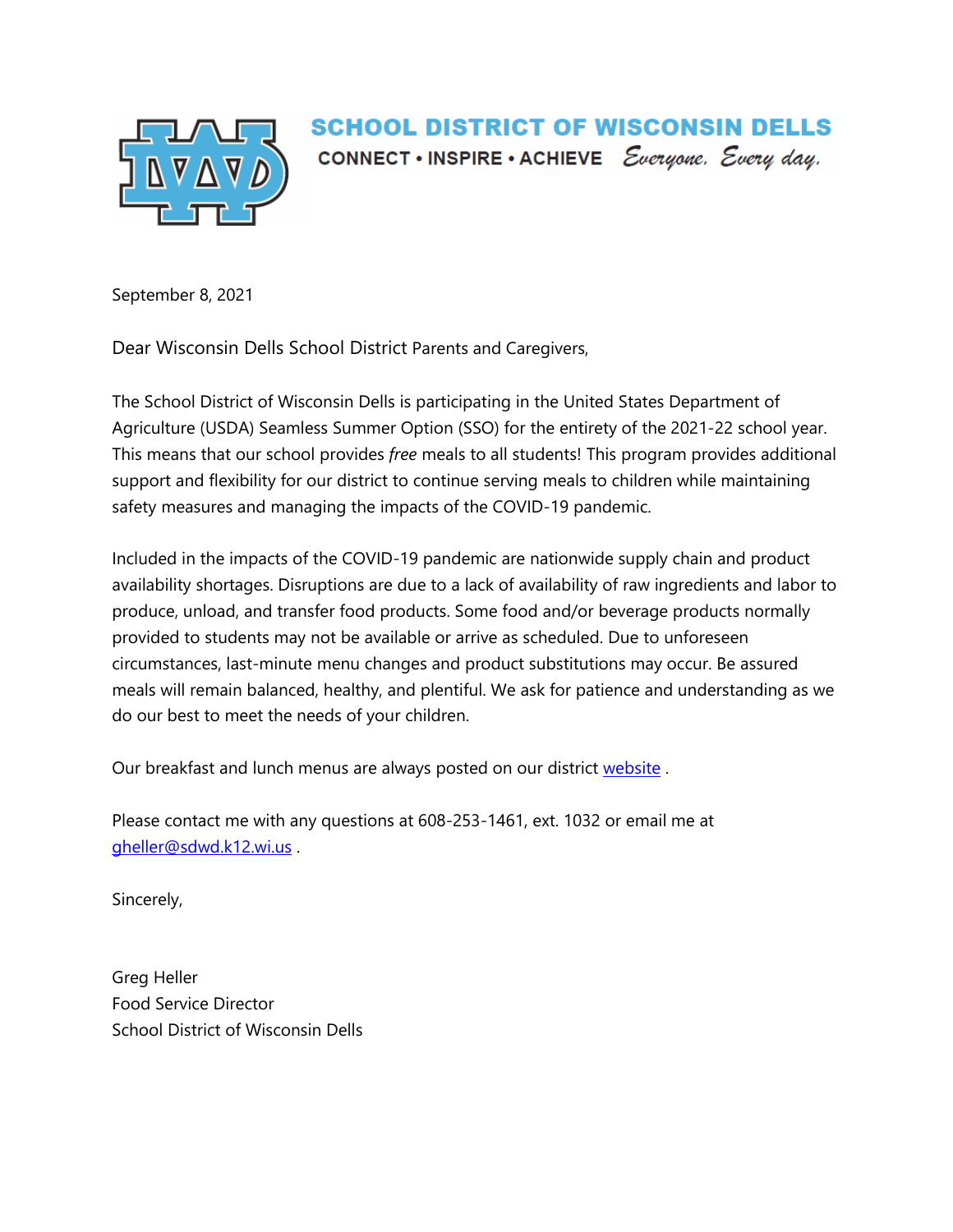# SCHOOL DISTRICT OF WISCONSIN DELLS

CONNECT • INSPIRE • ACHIEVE *Everyone. Every day.*

September 8, 2021

Dear Wisconsin Dells School District Parents and Caregivers,

The School District of Wisconsin Dells is participating in the United States Department of Agriculture (USDA) Seamless Summer Option (SSO) for the entirety of the 2021-22 school year. This means that our school provides *free* meals to all students! This program provides additional support and flexibility for our district to continue serving meals to children while maintaining safety measures and managing the impacts of the COVID-19 pandemic.

Included in the impacts of the COVID-19 pandemic are nationwide supply chain and product availability shortages. Disruptions are due to a lack of availability of raw ingredients and labor to produce, unload, and transfer food products. Some food and/or beverage products normally provided to students may not be available or arrive as scheduled. Due to unforeseen circumstances, last-minute menu changes and product substitutions may occur. Be assured meals will remain balanced, healthy, and plentiful. We ask for patience and understanding as we do our best to meet the needs of your children.

Our breakfast and lunch menus are always posted on our district website .

Please contact me with any questions at 608-253-1461, ext. 1032 or email me at gheller@sdwd.k12.wi.us .

Sincerely,

Greg Heller
Food Service Director
School District of Wisconsin Dells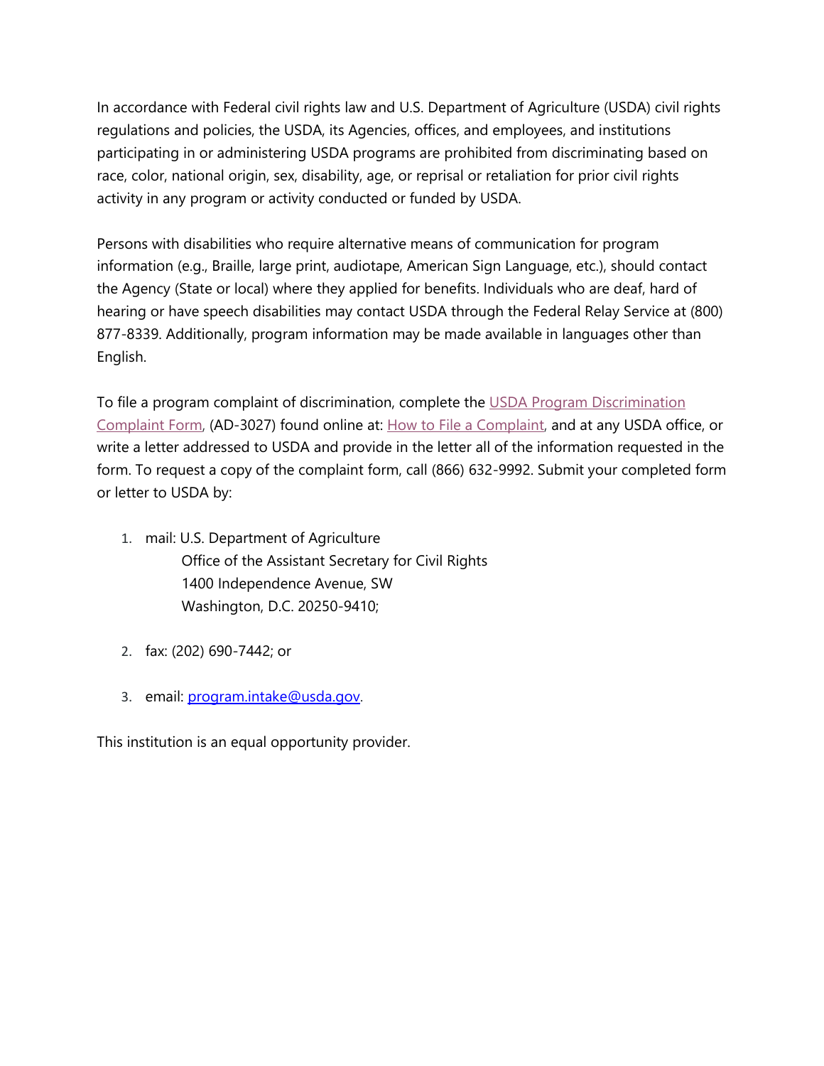In accordance with Federal civil rights law and U.S. Department of Agriculture (USDA) civil rights regulations and policies, the USDA, its Agencies, offices, and employees, and institutions participating in or administering USDA programs are prohibited from discriminating based on race, color, national origin, sex, disability, age, or reprisal or retaliation for prior civil rights activity in any program or activity conducted or funded by USDA.

Persons with disabilities who require alternative means of communication for program information (e.g., Braille, large print, audiotape, American Sign Language, etc.), should contact the Agency (State or local) where they applied for benefits. Individuals who are deaf, hard of hearing or have speech disabilities may contact USDA through the Federal Relay Service at (800) 877-8339. Additionally, program information may be made available in languages other than English.

To file a program complaint of discrimination, complete the USDA Program Discrimination Complaint Form, (AD-3027) found online at: How to File a Complaint, and at any USDA office, or write a letter addressed to USDA and provide in the letter all of the information requested in the form. To request a copy of the complaint form, call (866) 632-9992. Submit your completed form or letter to USDA by:

1. mail: U.S. Department of Agriculture
   Office of the Assistant Secretary for Civil Rights
   1400 Independence Avenue, SW
   Washington, D.C. 20250-9410;

2. fax: (202) 690-7442; or

3. email: program.intake@usda.gov.

This institution is an equal opportunity provider.